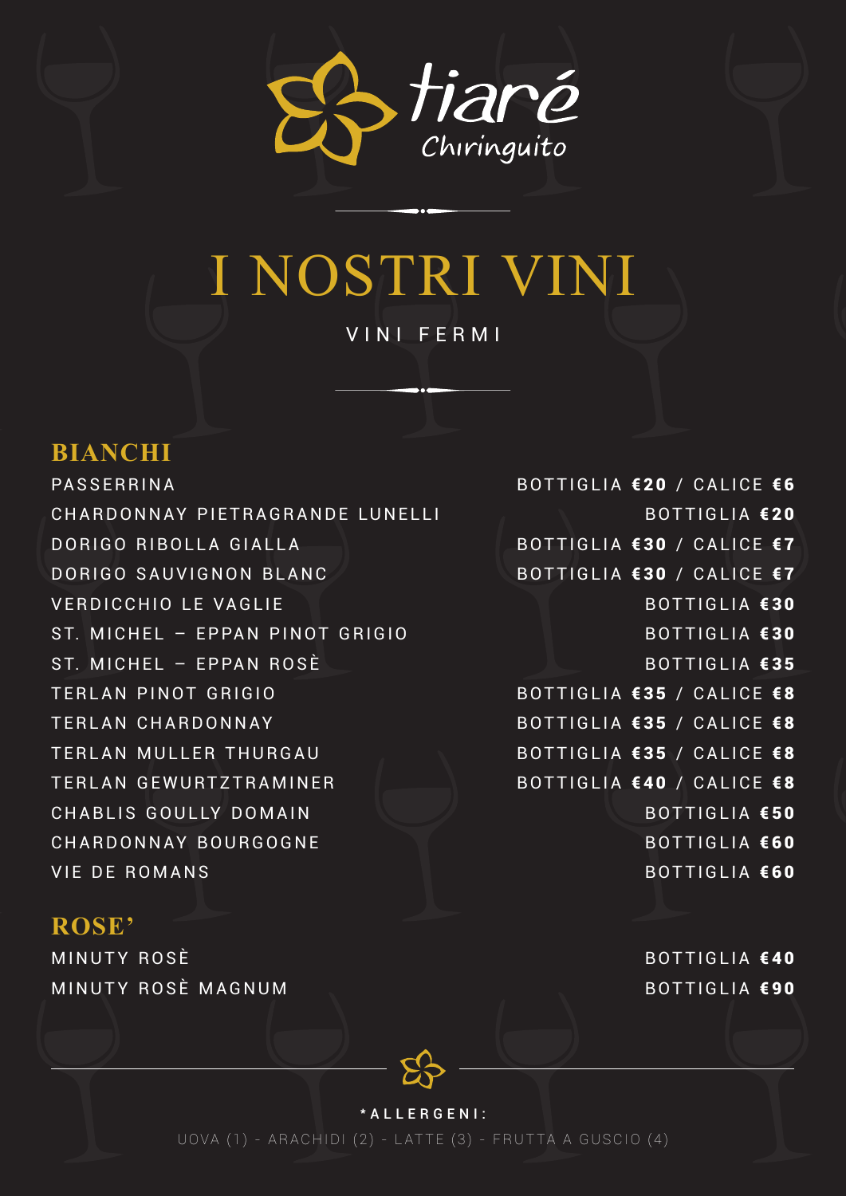tiaré
Chiringuito

# I NOSTRI VINI

VINI FERMI

## BIANCHI

| | |
|---|---|
| PASSERRINA | BOTTIGLIA **€20** / CALICE **€6** |
| CHARDONNAY PIETRAGRANDE LUNELLI | BOTTIGLIA **€20** |
| DORIGO RIBOLLA GIALLA | BOTTIGLIA **€30** / CALICE **€7** |
| DORIGO SAUVIGNON BLANC | BOTTIGLIA **€30** / CALICE **€7** |
| VERDICCHIO LE VAGLIE | BOTTIGLIA **€30** |
| ST. MICHEL – EPPAN PINOT GRIGIO | BOTTIGLIA **€30** |
| ST. MICHEL – EPPAN ROSÈ | BOTTIGLIA **€35** |
| TERLAN PINOT GRIGIO | BOTTIGLIA **€35** / CALICE **€8** |
| TERLAN CHARDONNAY | BOTTIGLIA **€35** / CALICE **€8** |
| TERLAN MULLER THURGAU | BOTTIGLIA **€35** / CALICE **€8** |
| TERLAN GEWURTZTRAMINER | BOTTIGLIA **€40** / CALICE **€8** |
| CHABLIS GOULLY DOMAIN | BOTTIGLIA **€50** |
| CHARDONNAY BOURGOGNE | BOTTIGLIA **€60** |
| VIE DE ROMANS | BOTTIGLIA **€60** |

## ROSE'

| | |
|---|---|
| MINUTY ROSÈ | BOTTIGLIA **€40** |
| MINUTY ROSÈ MAGNUM | BOTTIGLIA **€90** |

**\*ALLERGENI:**

UOVA (1) - ARACHIDI (2) - LATTE (3) - FRUTTA A GUSCIO (4)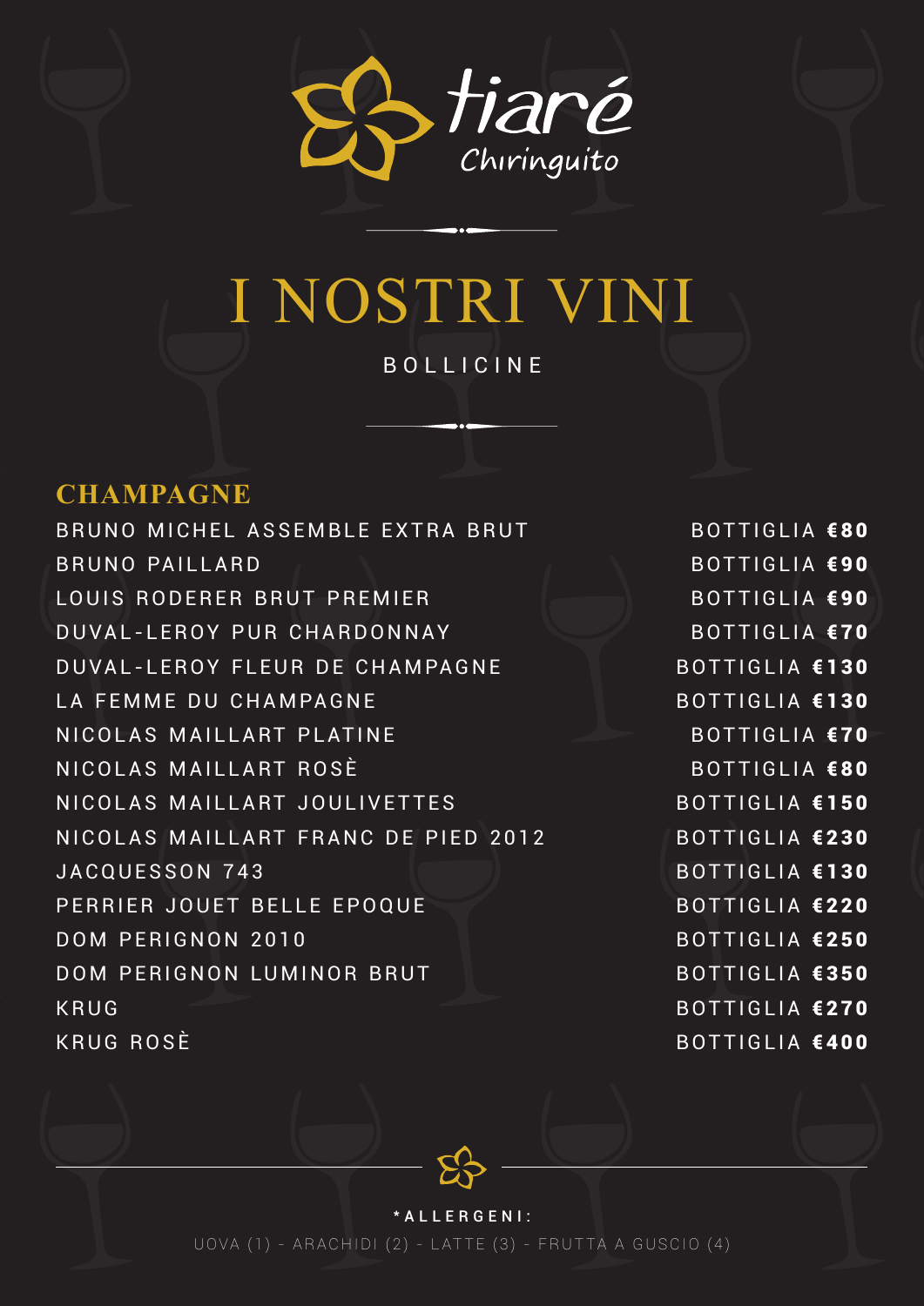tiaré
Chiringuito

# I NOSTRI VINI

BOLLICINE

## CHAMPAGNE

| | |
|---|---|
| BRUNO MICHEL ASSEMBLE EXTRA BRUT | BOTTIGLIA **€80** |
| BRUNO PAILLARD | BOTTIGLIA **€90** |
| LOUIS RODERER BRUT PREMIER | BOTTIGLIA **€90** |
| DUVAL-LEROY PUR CHARDONNAY | BOTTIGLIA **€70** |
| DUVAL-LEROY FLEUR DE CHAMPAGNE | BOTTIGLIA **€130** |
| LA FEMME DU CHAMPAGNE | BOTTIGLIA **€130** |
| NICOLAS MAILLART PLATINE | BOTTIGLIA **€70** |
| NICOLAS MAILLART ROSÈ | BOTTIGLIA **€80** |
| NICOLAS MAILLART JOULIVETTES | BOTTIGLIA **€150** |
| NICOLAS MAILLART FRANC DE PIED 2012 | BOTTIGLIA **€230** |
| JACQUESSON 743 | BOTTIGLIA **€130** |
| PERRIER JOUET BELLE EPOQUE | BOTTIGLIA **€220** |
| DOM PERIGNON 2010 | BOTTIGLIA **€250** |
| DOM PERIGNON LUMINOR BRUT | BOTTIGLIA **€350** |
| KRUG | BOTTIGLIA **€270** |
| KRUG ROSÈ | BOTTIGLIA **€400** |

***ALLERGENI:**

UOVA (1) - ARACHIDI (2) - LATTE (3) - FRUTTA A GUSCIO (4)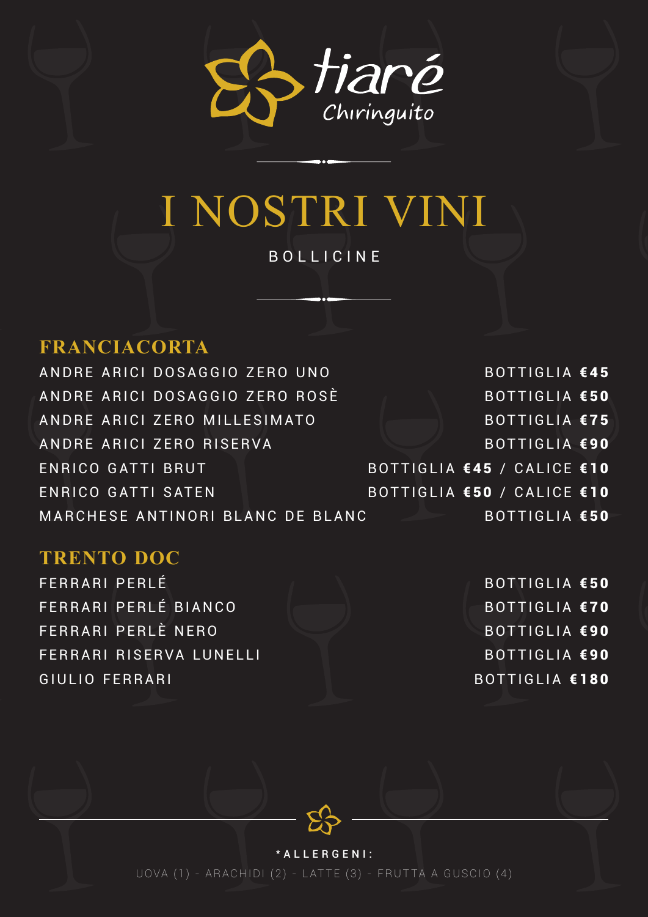tiaré
Chiringuito

# I NOSTRI VINI

BOLLICINE

## FRANCIACORTA

| | |
|---|---|
| ANDRE ARICI DOSAGGIO ZERO UNO | BOTTIGLIA **€45** |
| ANDRE ARICI DOSAGGIO ZERO ROSÈ | BOTTIGLIA **€50** |
| ANDRE ARICI ZERO MILLESIMATO | BOTTIGLIA **€75** |
| ANDRE ARICI ZERO RISERVA | BOTTIGLIA **€90** |
| ENRICO GATTI BRUT | BOTTIGLIA **€45** / CALICE **€10** |
| ENRICO GATTI SATEN | BOTTIGLIA **€50** / CALICE **€10** |
| MARCHESE ANTINORI BLANC DE BLANC | BOTTIGLIA **€50** |

## TRENTO DOC

| | |
|---|---|
| FERRARI PERLÉ | BOTTIGLIA **€50** |
| FERRARI PERLÉ BIANCO | BOTTIGLIA **€70** |
| FERRARI PERLÈ NERO | BOTTIGLIA **€90** |
| FERRARI RISERVA LUNELLI | BOTTIGLIA **€90** |
| GIULIO FERRARI | BOTTIGLIA **€180** |

**\*ALLERGENI:**

UOVA (1) - ARACHIDI (2) - LATTE (3) - FRUTTA A GUSCIO (4)